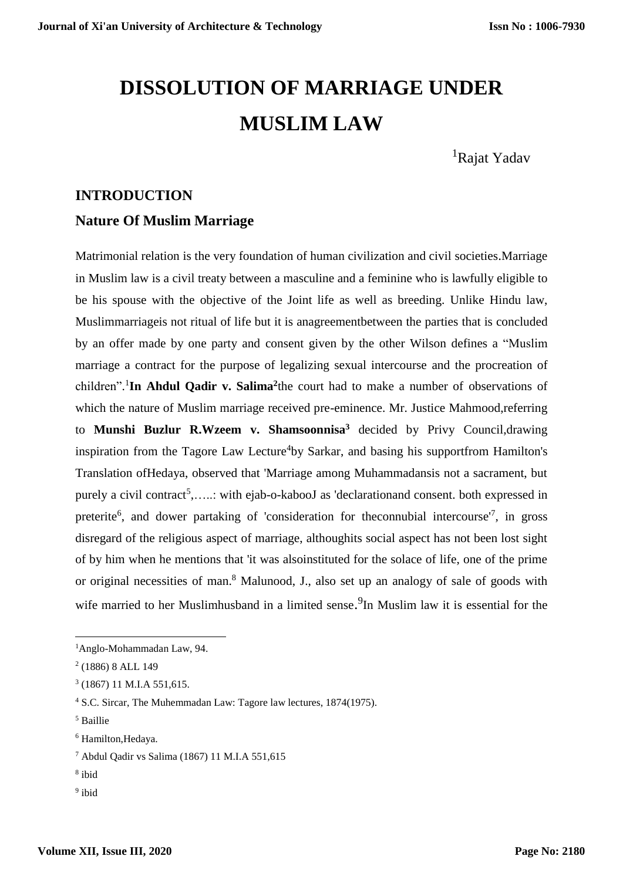# DISSOLUTION OF MARRIAGE UNDER MUSLIM LAW

[1]Rajat Yadav

## INTRODUCTION

### Nature Of Muslim Marriage

Matrimonial relation is the very foundation of human civilization and civil societies.Marriage in Muslim law is a civil treaty between a masculine and a feminine who is lawfully eligible to be his spouse with the objective of the Joint life as well as breeding. Unlike Hindu law, Muslimmarriageis not ritual of life but it is anagreementbetween the parties that is concluded by an offer made by one party and consent given by the other Wilson defines a "Muslim marriage a contract for the purpose of legalizing sexual intercourse and the procreation of children".[1] **In Ahdul Qadir v. Salima[2]** the court had to make a number of observations of which the nature of Muslim marriage received pre-eminence. Mr. Justice Mahmood,referring to **Munshi Buzlur R.Wzeem v. Shamsoonnisa[3]** decided by Privy Council,drawing inspiration from the Tagore Law Lecture[4]by Sarkar, and basing his supportfrom Hamilton's Translation ofHedaya, observed that 'Marriage among Muhammadansis not a sacrament, but purely a civil contract[5],…..: with ejab-o-kabooJ as 'declarationand consent. both expressed in preterite[6], and dower partaking of 'consideration for theconnubial intercourse'[7], in gross disregard of the religious aspect of marriage, althoughits social aspect has not been lost sight of by him when he mentions that 'it was alsoinstituted for the solace of life, one of the prime or original necessities of man.[8] Malunood, J., also set up an analogy of sale of goods with wife married to her Muslimhusband in a limited sense.[9]In Muslim law it is essential for the

---

[1] Anglo-Mohammadan Law, 94.

[2] (1886) 8 ALL 149

[3] (1867) 11 M.I.A 551,615.

[4] S.C. Sircar, The Muhemmadan Law: Tagore law lectures, 1874(1975).

[5] Baillie

[6] Hamilton,Hedaya.

[7] Abdul Qadir vs Salima (1867) 11 M.I.A 551,615

[8] ibid

[9] ibid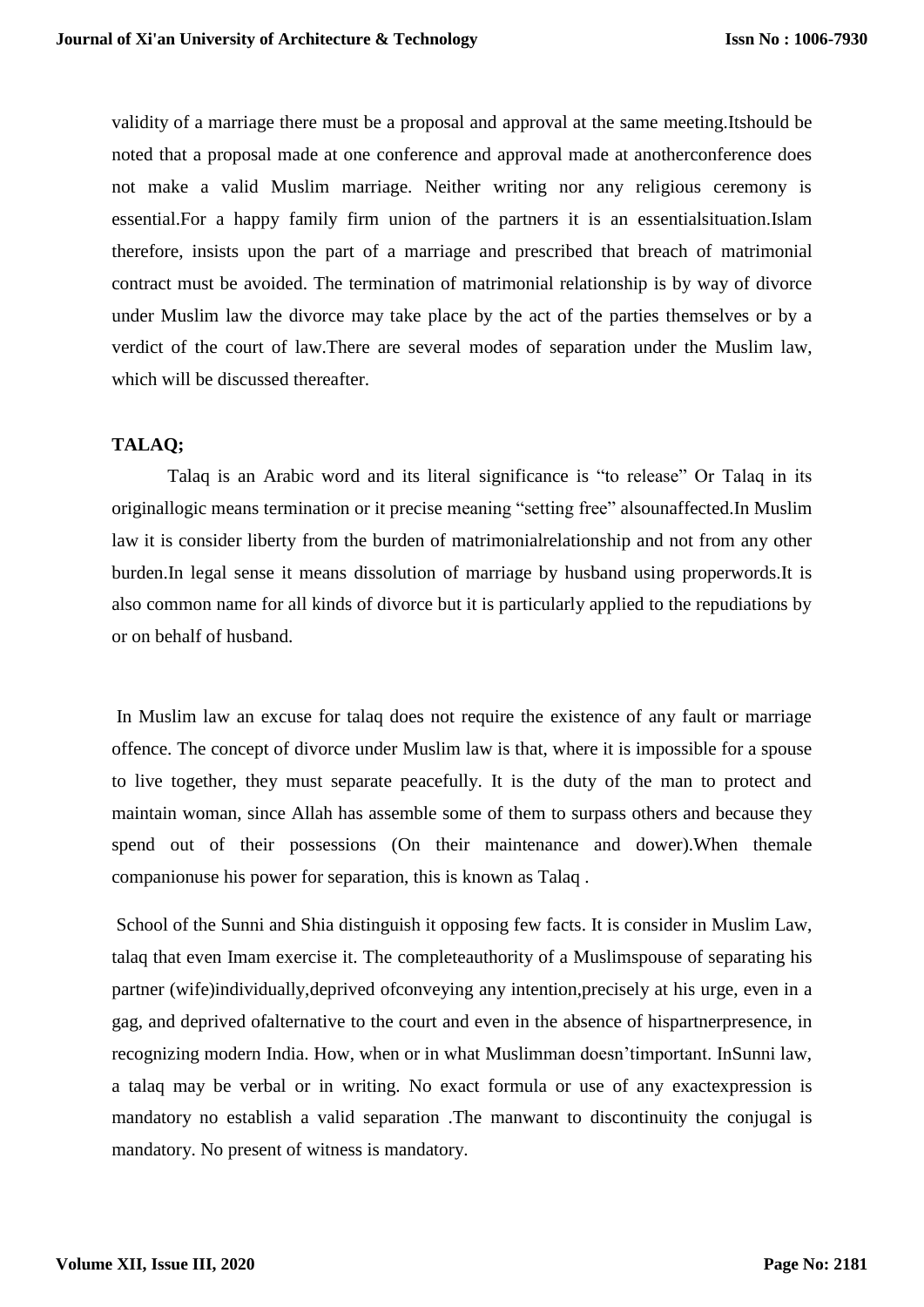validity of a marriage there must be a proposal and approval at the same meeting.Itshould be noted that a proposal made at one conference and approval made at anotherconference does not make a valid Muslim marriage. Neither writing nor any religious ceremony is essential.For a happy family firm union of the partners it is an essentialsituation.Islam therefore, insists upon the part of a marriage and prescribed that breach of matrimonial contract must be avoided. The termination of matrimonial relationship is by way of divorce under Muslim law the divorce may take place by the act of the parties themselves or by a verdict of the court of law.There are several modes of separation under the Muslim law, which will be discussed thereafter.

**TALAQ;**

Talaq is an Arabic word and its literal significance is "to release" Or Talaq in its originallogic means termination or it precise meaning "setting free" alsounaffected.In Muslim law it is consider liberty from the burden of matrimonialrelationship and not from any other burden.In legal sense it means dissolution of marriage by husband using properwords.It is also common name for all kinds of divorce but it is particularly applied to the repudiations by or on behalf of husband.

In Muslim law an excuse for talaq does not require the existence of any fault or marriage offence. The concept of divorce under Muslim law is that, where it is impossible for a spouse to live together, they must separate peacefully. It is the duty of the man to protect and maintain woman, since Allah has assemble some of them to surpass others and because they spend out of their possessions (On their maintenance and dower).When themale companionuse his power for separation, this is known as Talaq .

School of the Sunni and Shia distinguish it opposing few facts. It is consider in Muslim Law, talaq that even Imam exercise it. The completeauthority of a Muslimspouse of separating his partner (wife)individually,deprived ofconveying any intention,precisely at his urge, even in a gag, and deprived ofalternative to the court and even in the absence of hispartnerpresence, in recognizing modern India. How, when or in what Muslimman doesn'timportant. InSunni law, a talaq may be verbal or in writing. No exact formula or use of any exactexpression is mandatory no establish a valid separation .The manwant to discontinuity the conjugal is mandatory. No present of witness is mandatory.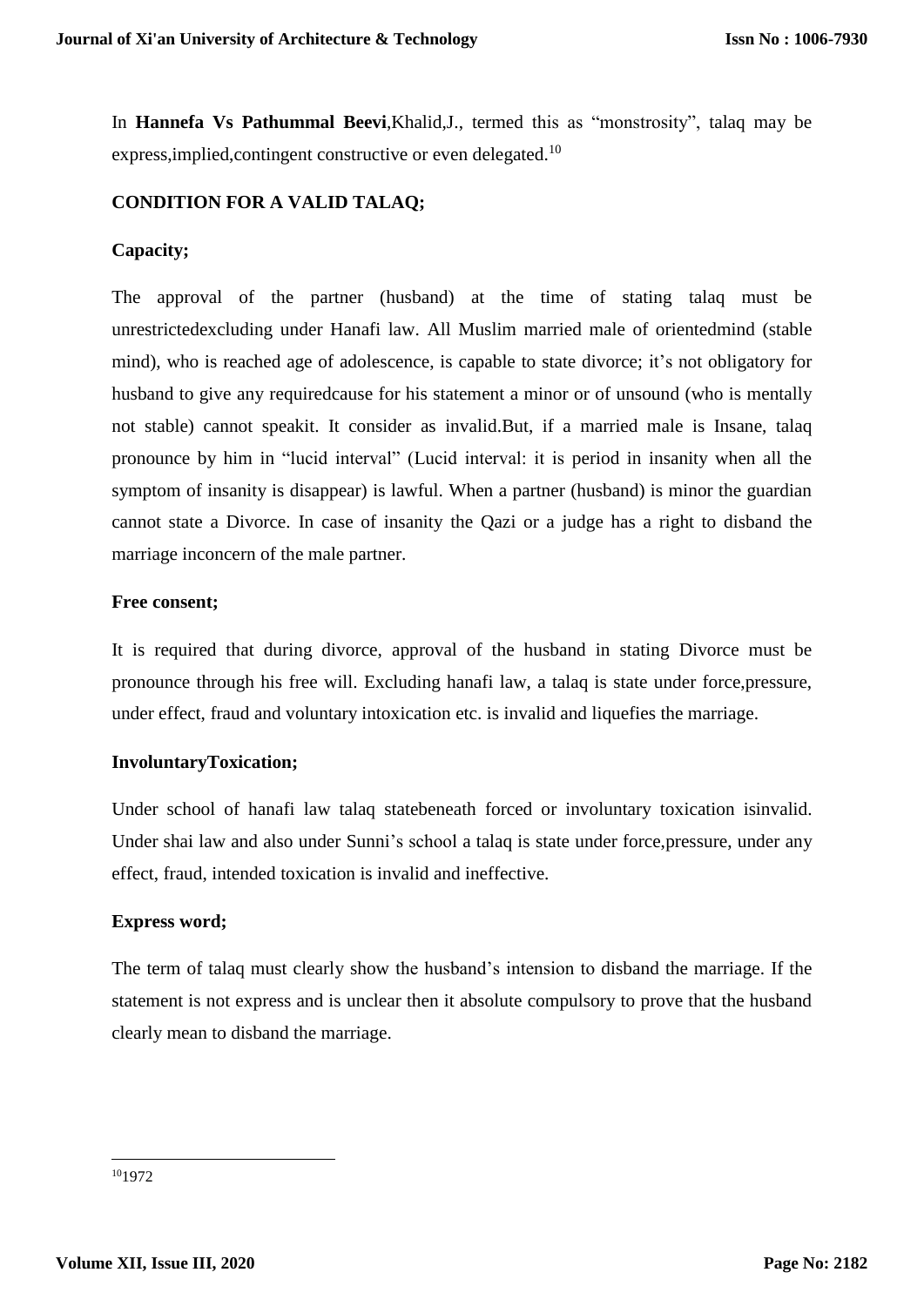In **Hannefa Vs Pathummal Beevi**,Khalid,J., termed this as "monstrosity", talaq may be express,implied,contingent constructive or even delegated.[10]

**CONDITION FOR A VALID TALAQ;**

**Capacity;**

The approval of the partner (husband) at the time of stating talaq must be unrestrictedexcluding under Hanafi law. All Muslim married male of orientedmind (stable mind), who is reached age of adolescence, is capable to state divorce; it's not obligatory for husband to give any requiredcause for his statement a minor or of unsound (who is mentally not stable) cannot speakit. It consider as invalid.But, if a married male is Insane, talaq pronounce by him in "lucid interval" (Lucid interval: it is period in insanity when all the symptom of insanity is disappear) is lawful. When a partner (husband) is minor the guardian cannot state a Divorce. In case of insanity the Qazi or a judge has a right to disband the marriage inconcern of the male partner.

**Free consent;**

It is required that during divorce, approval of the husband in stating Divorce must be pronounce through his free will. Excluding hanafi law, a talaq is state under force,pressure, under effect, fraud and voluntary intoxication etc. is invalid and liquefies the marriage.

**InvoluntaryToxication;**

Under school of hanafi law talaq statebeneath forced or involuntary toxication isinvalid. Under shai law and also under Sunni's school a talaq is state under force,pressure, under any effect, fraud, intended toxication is invalid and ineffective.

**Express word;**

The term of talaq must clearly show the husband's intension to disband the marriage. If the statement is not express and is unclear then it absolute compulsory to prove that the husband clearly mean to disband the marriage.

---

[10] 1972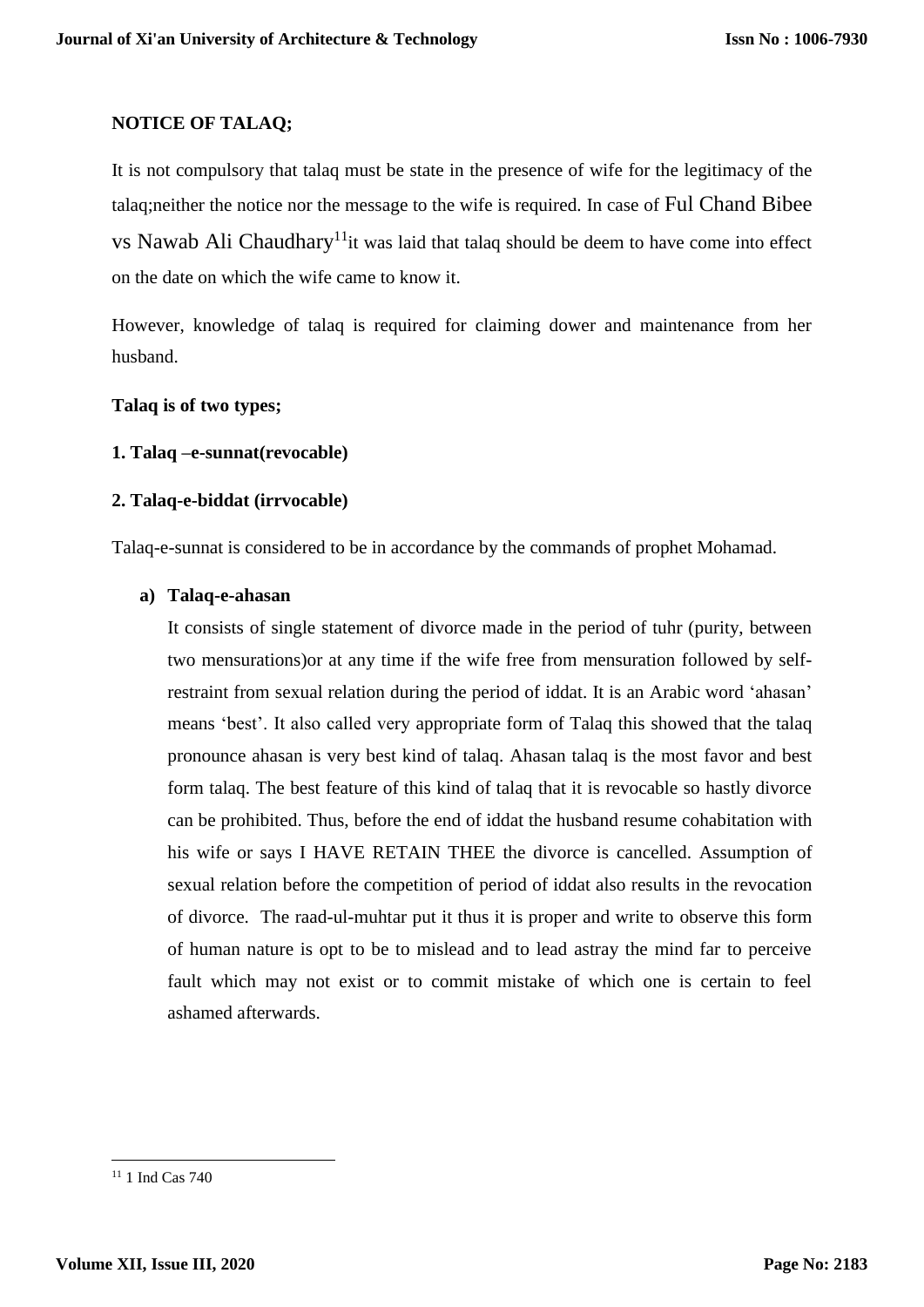**NOTICE OF TALAQ;**

It is not compulsory that talaq must be state in the presence of wife for the legitimacy of the talaq;neither the notice nor the message to the wife is required. In case of Ful Chand Bibee vs Nawab Ali Chaudhary[11]it was laid that talaq should be deem to have come into effect on the date on which the wife came to know it.

However, knowledge of talaq is required for claiming dower and maintenance from her husband.

**Talaq is of two types;**

**1. Talaq –e-sunnat(revocable)**

**2. Talaq-e-biddat (irrvocable)**

Talaq-e-sunnat is considered to be in accordance by the commands of prophet Mohamad.

**a) Talaq-e-ahasan**

It consists of single statement of divorce made in the period of tuhr (purity, between two mensurations)or at any time if the wife free from mensuration followed by self-restraint from sexual relation during the period of iddat. It is an Arabic word 'ahasan' means 'best'. It also called very appropriate form of Talaq this showed that the talaq pronounce ahasan is very best kind of talaq. Ahasan talaq is the most favor and best form talaq. The best feature of this kind of talaq that it is revocable so hastly divorce can be prohibited. Thus, before the end of iddat the husband resume cohabitation with his wife or says I HAVE RETAIN THEE the divorce is cancelled. Assumption of sexual relation before the competition of period of iddat also results in the revocation of divorce. The raad-ul-muhtar put it thus it is proper and write to observe this form of human nature is opt to be to mislead and to lead astray the mind far to perceive fault which may not exist or to commit mistake of which one is certain to feel ashamed afterwards.

[11] 1 Ind Cas 740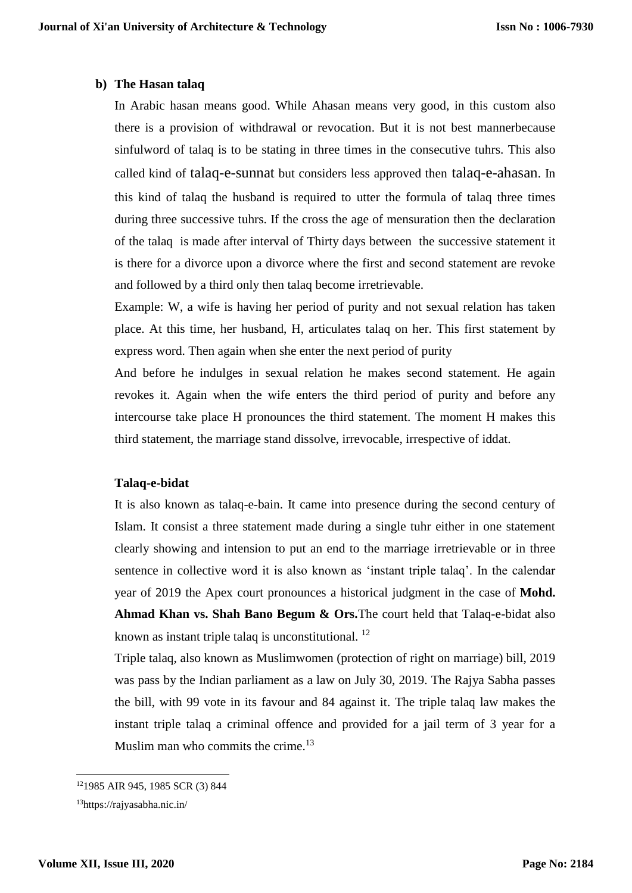**b) The Hasan talaq**

In Arabic hasan means good. While Ahasan means very good, in this custom also there is a provision of withdrawal or revocation. But it is not best mannerbecause sinfulword of talaq is to be stating in three times in the consecutive tuhrs. This also called kind of talaq-e-sunnat but considers less approved then talaq-e-ahasan. In this kind of talaq the husband is required to utter the formula of talaq three times during three successive tuhrs. If the cross the age of mensuration then the declaration of the talaq is made after interval of Thirty days between the successive statement it is there for a divorce upon a divorce where the first and second statement are revoke and followed by a third only then talaq become irretrievable.

Example: W, a wife is having her period of purity and not sexual relation has taken place. At this time, her husband, H, articulates talaq on her. This first statement by express word. Then again when she enter the next period of purity

And before he indulges in sexual relation he makes second statement. He again revokes it. Again when the wife enters the third period of purity and before any intercourse take place H pronounces the third statement. The moment H makes this third statement, the marriage stand dissolve, irrevocable, irrespective of iddat.

**Talaq-e-bidat**

It is also known as talaq-e-bain. It came into presence during the second century of Islam. It consist a three statement made during a single tuhr either in one statement clearly showing and intension to put an end to the marriage irretrievable or in three sentence in collective word it is also known as 'instant triple talaq'. In the calendar year of 2019 the Apex court pronounces a historical judgment in the case of **Mohd. Ahmad Khan vs. Shah Bano Begum & Ors.**The court held that Talaq-e-bidat also known as instant triple talaq is unconstitutional. [12]

Triple talaq, also known as Muslimwomen (protection of right on marriage) bill, 2019 was pass by the Indian parliament as a law on July 30, 2019. The Rajya Sabha passes the bill, with 99 vote in its favour and 84 against it. The triple talaq law makes the instant triple talaq a criminal offence and provided for a jail term of 3 year for a Muslim man who commits the crime.[13]

---

[12] 1985 AIR 945, 1985 SCR (3) 844

[13] https://rajyasabha.nic.in/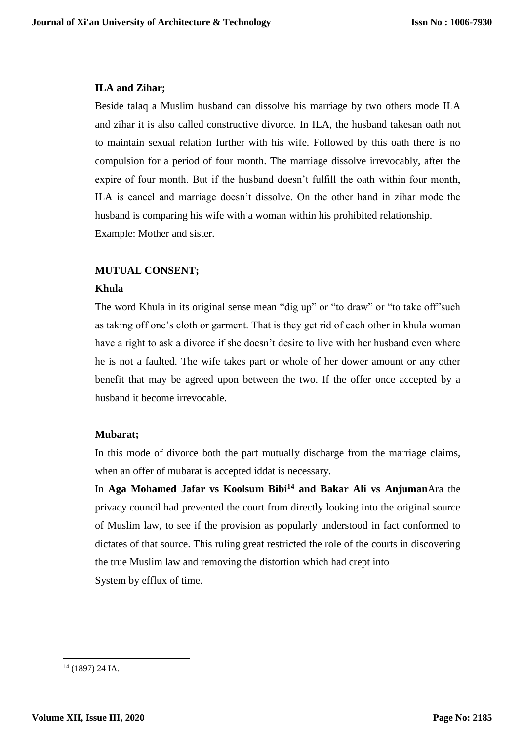**ILA and Zihar;**

Beside talaq a Muslim husband can dissolve his marriage by two others mode ILA and zihar it is also called constructive divorce. In ILA, the husband takesan oath not to maintain sexual relation further with his wife. Followed by this oath there is no compulsion for a period of four month. The marriage dissolve irrevocably, after the expire of four month. But if the husband doesn't fulfill the oath within four month, ILA is cancel and marriage doesn't dissolve. On the other hand in zihar mode the husband is comparing his wife with a woman within his prohibited relationship.
Example: Mother and sister.

**MUTUAL CONSENT;**

**Khula**

The word Khula in its original sense mean "dig up" or "to draw" or "to take off"such as taking off one's cloth or garment. That is they get rid of each other in khula woman have a right to ask a divorce if she doesn't desire to live with her husband even where he is not a faulted. The wife takes part or whole of her dower amount or any other benefit that may be agreed upon between the two. If the offer once accepted by a husband it become irrevocable.

**Mubarat;**

In this mode of divorce both the part mutually discharge from the marriage claims, when an offer of mubarat is accepted iddat is necessary.
In **Aga Mohamed Jafar vs Koolsum Bibi**[14] **and Bakar Ali vs Anjuman**Ara the privacy council had prevented the court from directly looking into the original source of Muslim law, to see if the provision as popularly understood in fact conformed to dictates of that source. This ruling great restricted the role of the courts in discovering the true Muslim law and removing the distortion which had crept into
System by efflux of time.

[14] (1897) 24 IA.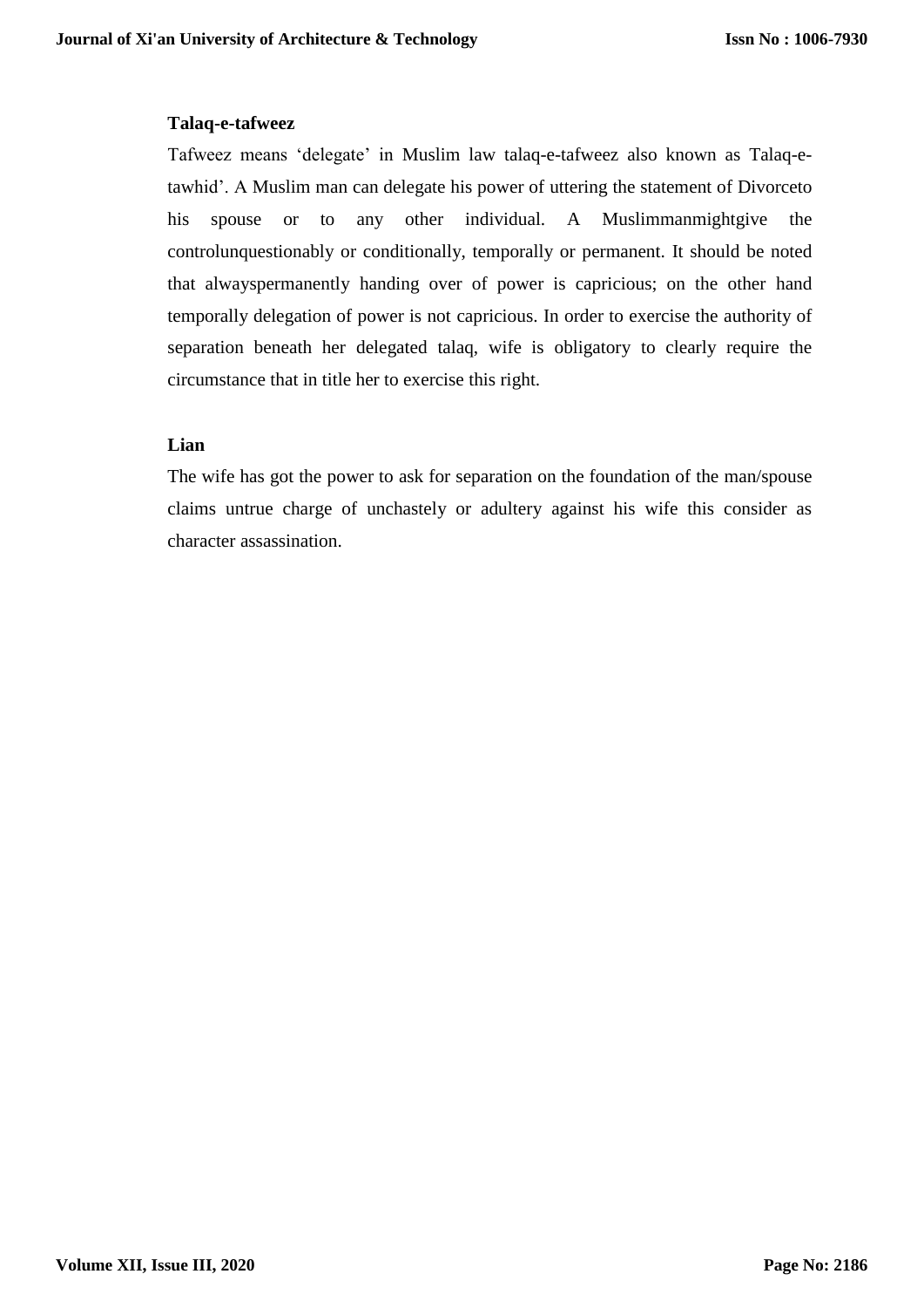**Talaq-e-tafweez**

Tafweez means 'delegate' in Muslim law talaq-e-tafweez also known as Talaq-e-tawhid'. A Muslim man can delegate his power of uttering the statement of Divorceto his spouse or to any other individual. A Muslimmanmightgive the controlunquestionably or conditionally, temporally or permanent. It should be noted that alwayspermanently handing over of power is capricious; on the other hand temporally delegation of power is not capricious. In order to exercise the authority of separation beneath her delegated talaq, wife is obligatory to clearly require the circumstance that in title her to exercise this right.

**Lian**

The wife has got the power to ask for separation on the foundation of the man/spouse claims untrue charge of unchastely or adultery against his wife this consider as character assassination.